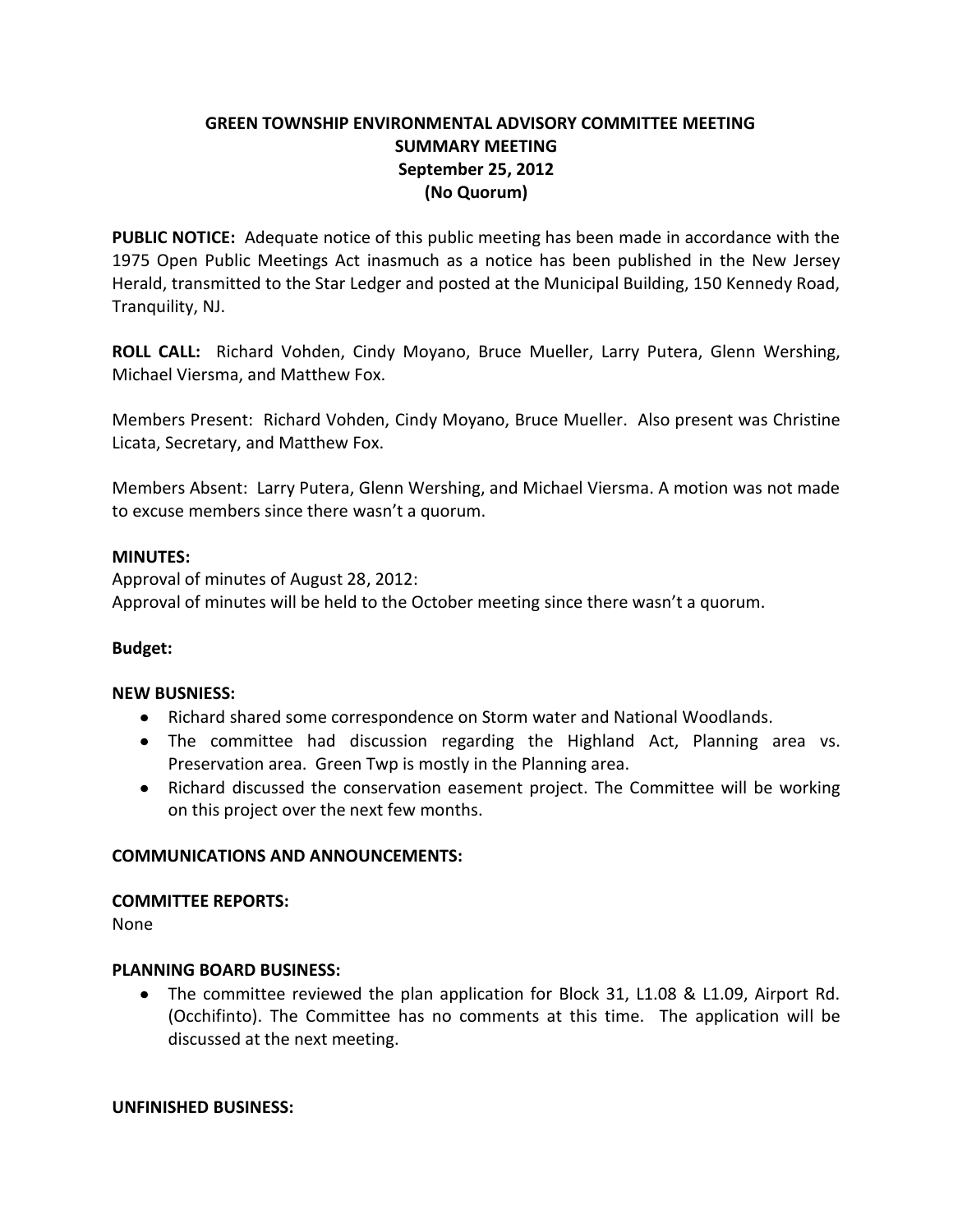# GREEN TOWNSHIP ENVIRONMENTAL ADVISORY COMMITTEE MEETING
## SUMMARY MEETING
## September 25, 2012
## (No Quorum)

**PUBLIC NOTICE:** Adequate notice of this public meeting has been made in accordance with the 1975 Open Public Meetings Act inasmuch as a notice has been published in the New Jersey Herald, transmitted to the Star Ledger and posted at the Municipal Building, 150 Kennedy Road, Tranquility, NJ.

**ROLL CALL:** Richard Vohden, Cindy Moyano, Bruce Mueller, Larry Putera, Glenn Wershing, Michael Viersma, and Matthew Fox.

Members Present: Richard Vohden, Cindy Moyano, Bruce Mueller. Also present was Christine Licata, Secretary, and Matthew Fox.

Members Absent: Larry Putera, Glenn Wershing, and Michael Viersma. A motion was not made to excuse members since there wasn't a quorum.

**MINUTES:**
Approval of minutes of August 28, 2012:
Approval of minutes will be held to the October meeting since there wasn't a quorum.

**Budget:**

**NEW BUSNIESS:**

- Richard shared some correspondence on Storm water and National Woodlands.
- The committee had discussion regarding the Highland Act, Planning area vs. Preservation area. Green Twp is mostly in the Planning area.
- Richard discussed the conservation easement project. The Committee will be working on this project over the next few months.

**COMMUNICATIONS AND ANNOUNCEMENTS:**

**COMMITTEE REPORTS:**
None

**PLANNING BOARD BUSINESS:**

- The committee reviewed the plan application for Block 31, L1.08 & L1.09, Airport Rd. (Occhifinto). The Committee has no comments at this time. The application will be discussed at the next meeting.

**UNFINISHED BUSINESS:**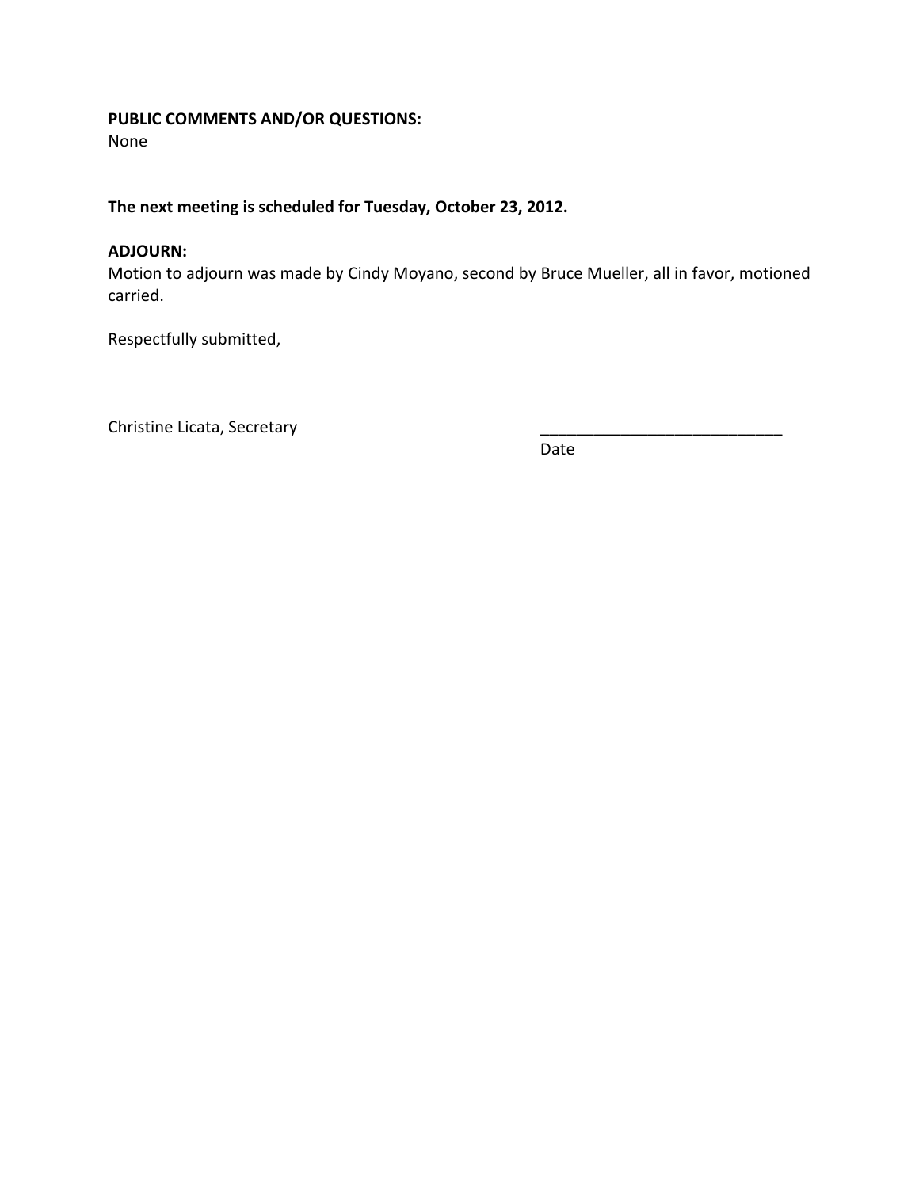**PUBLIC COMMENTS AND/OR QUESTIONS:**
None

**The next meeting is scheduled for Tuesday, October 23, 2012.**

**ADJOURN:**
Motion to adjourn was made by Cindy Moyano, second by Bruce Mueller, all in favor, motioned carried.

Respectfully submitted,

Christine Licata, Secretary ____________________________
Date